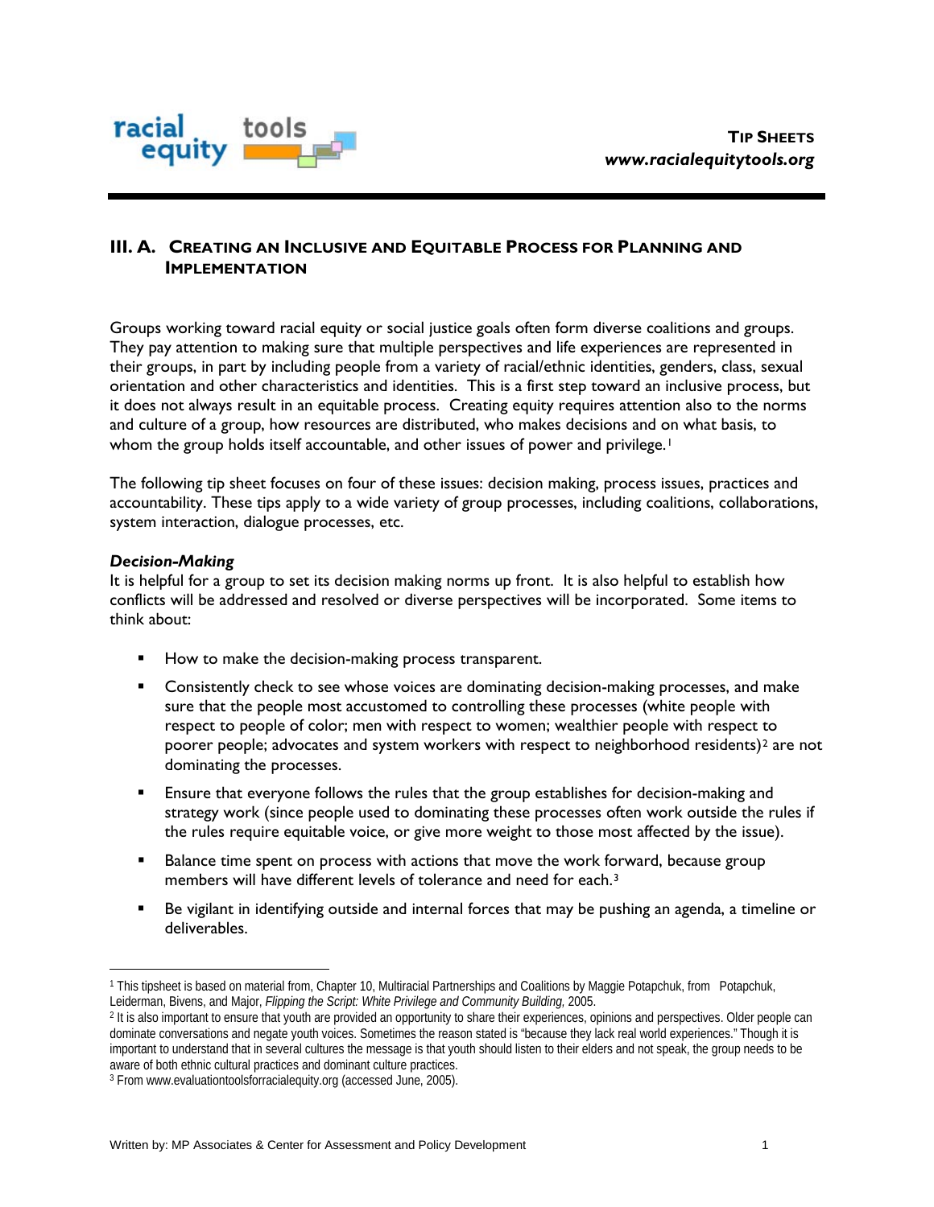## III. A. Creating an Inclusive and Equitable Process for Planning and Implementation

Groups working toward racial equity or social justice goals often form diverse coalitions and groups. They pay attention to making sure that multiple perspectives and life experiences are represented in their groups, in part by including people from a variety of racial/ethnic identities, genders, class, sexual orientation and other characteristics and identities. This is a first step toward an inclusive process, but it does not always result in an equitable process. Creating equity requires attention also to the norms and culture of a group, how resources are distributed, who makes decisions and on what basis, to whom the group holds itself accountable, and other issues of power and privilege.[1]

The following tip sheet focuses on four of these issues: decision making, process issues, practices and accountability. These tips apply to a wide variety of group processes, including coalitions, collaborations, system interaction, dialogue processes, etc.

### *Decision-Making*

It is helpful for a group to set its decision making norms up front. It is also helpful to establish how conflicts will be addressed and resolved or diverse perspectives will be incorporated. Some items to think about:

- How to make the decision-making process transparent.
- Consistently check to see whose voices are dominating decision-making processes, and make sure that the people most accustomed to controlling these processes (white people with respect to people of color; men with respect to women; wealthier people with respect to poorer people; advocates and system workers with respect to neighborhood residents)[2] are not dominating the processes.
- Ensure that everyone follows the rules that the group establishes for decision-making and strategy work (since people used to dominating these processes often work outside the rules if the rules require equitable voice, or give more weight to those most affected by the issue).
- Balance time spent on process with actions that move the work forward, because group members will have different levels of tolerance and need for each.[3]
- Be vigilant in identifying outside and internal forces that may be pushing an agenda, a timeline or deliverables.

---

[1] This tipsheet is based on material from, Chapter 10, Multiracial Partnerships and Coalitions by Maggie Potapchuk, from Potapchuk, Leiderman, Bivens, and Major, *Flipping the Script: White Privilege and Community Building,* 2005.

[2] It is also important to ensure that youth are provided an opportunity to share their experiences, opinions and perspectives. Older people can dominate conversations and negate youth voices. Sometimes the reason stated is "because they lack real world experiences." Though it is important to understand that in several cultures the message is that youth should listen to their elders and not speak, the group needs to be aware of both ethnic cultural practices and dominant culture practices.

[3] From www.evaluationtoolsforracialequity.org (accessed June, 2005).

Written by: MP Associates & Center for Assessment and Policy Development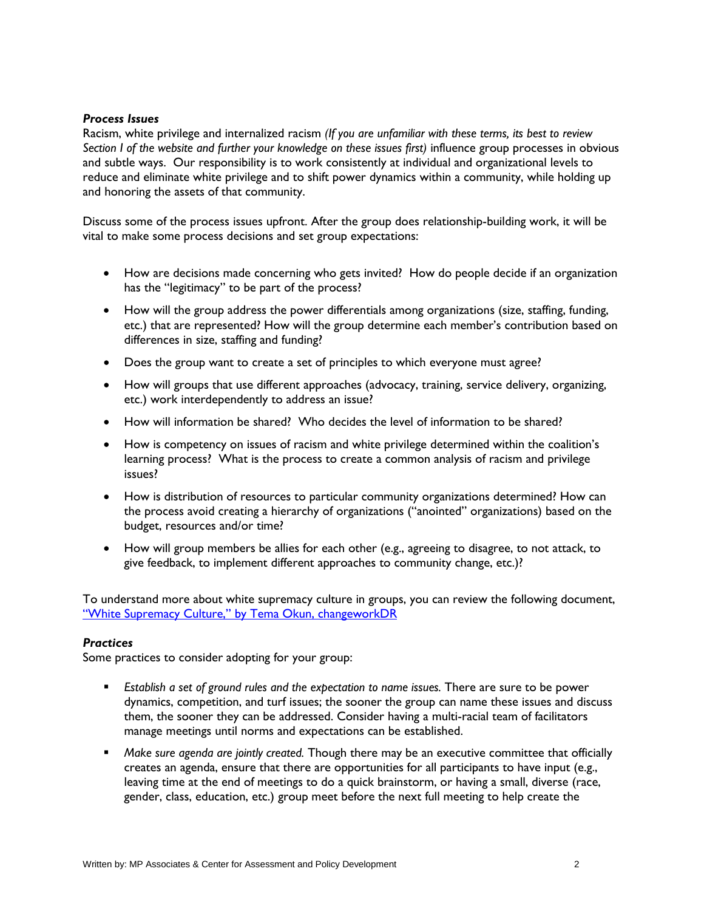***Process Issues***

Racism, white privilege and internalized racism *(If you are unfamiliar with these terms, its best to review Section I of the website and further your knowledge on these issues first)* influence group processes in obvious and subtle ways. Our responsibility is to work consistently at individual and organizational levels to reduce and eliminate white privilege and to shift power dynamics within a community, while holding up and honoring the assets of that community.

Discuss some of the process issues upfront. After the group does relationship-building work, it will be vital to make some process decisions and set group expectations:

- How are decisions made concerning who gets invited? How do people decide if an organization has the "legitimacy" to be part of the process?
- How will the group address the power differentials among organizations (size, staffing, funding, etc.) that are represented? How will the group determine each member's contribution based on differences in size, staffing and funding?
- Does the group want to create a set of principles to which everyone must agree?
- How will groups that use different approaches (advocacy, training, service delivery, organizing, etc.) work interdependently to address an issue?
- How will information be shared? Who decides the level of information to be shared?
- How is competency on issues of racism and white privilege determined within the coalition's learning process? What is the process to create a common analysis of racism and privilege issues?
- How is distribution of resources to particular community organizations determined? How can the process avoid creating a hierarchy of organizations ("anointed" organizations) based on the budget, resources and/or time?
- How will group members be allies for each other (e.g., agreeing to disagree, to not attack, to give feedback, to implement different approaches to community change, etc.)?

To understand more about white supremacy culture in groups, you can review the following document, "White Supremacy Culture," by Tema Okun, changeworkDR

***Practices***

Some practices to consider adopting for your group:

- *Establish a set of ground rules and the expectation to name issues.* There are sure to be power dynamics, competition, and turf issues; the sooner the group can name these issues and discuss them, the sooner they can be addressed. Consider having a multi-racial team of facilitators manage meetings until norms and expectations can be established.
- *Make sure agenda are jointly created.* Though there may be an executive committee that officially creates an agenda, ensure that there are opportunities for all participants to have input (e.g., leaving time at the end of meetings to do a quick brainstorm, or having a small, diverse (race, gender, class, education, etc.) group meet before the next full meeting to help create the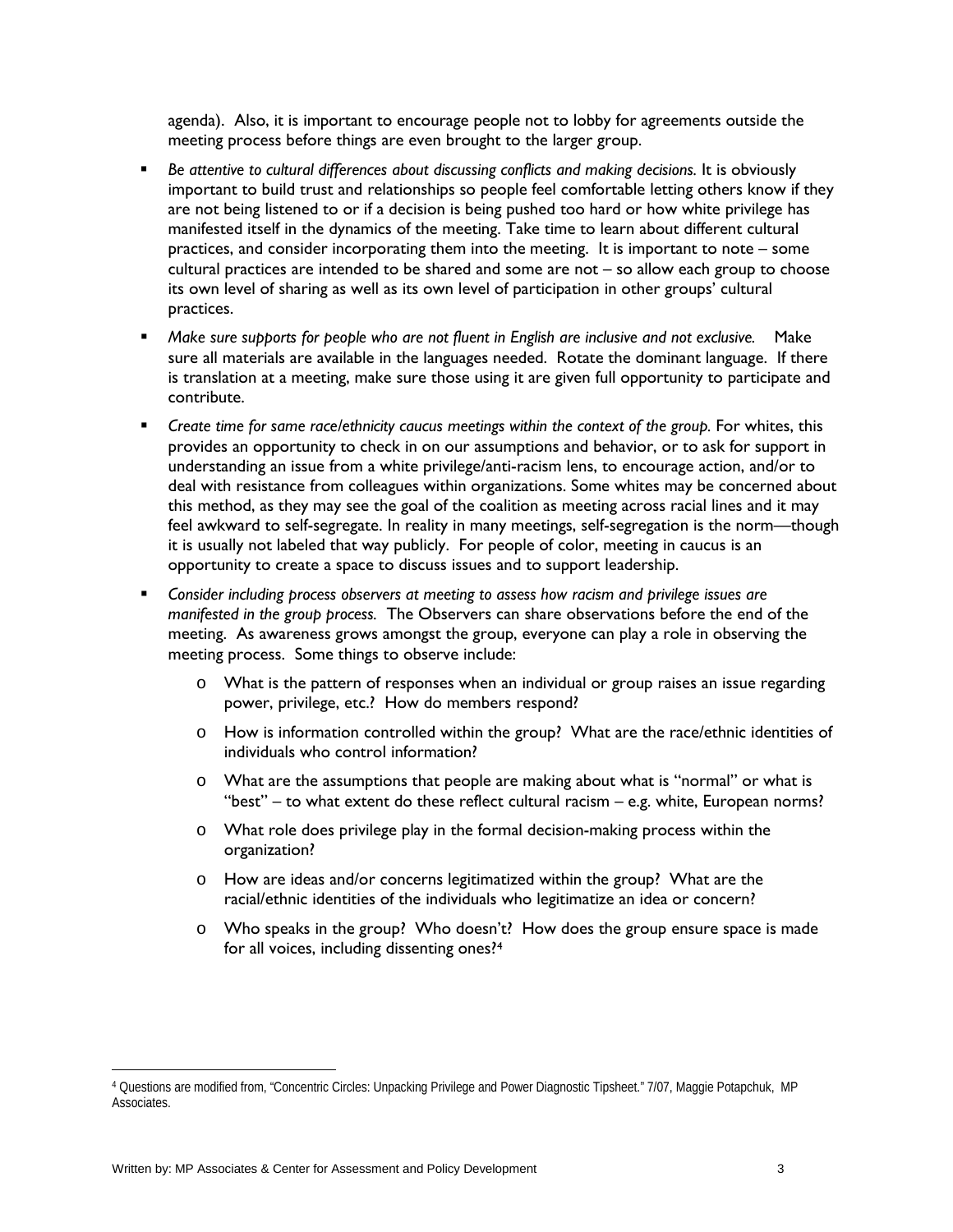agenda). Also, it is important to encourage people not to lobby for agreements outside the meeting process before things are even brought to the larger group.

- *Be attentive to cultural differences about discussing conflicts and making decisions.* It is obviously important to build trust and relationships so people feel comfortable letting others know if they are not being listened to or if a decision is being pushed too hard or how white privilege has manifested itself in the dynamics of the meeting. Take time to learn about different cultural practices, and consider incorporating them into the meeting. It is important to note – some cultural practices are intended to be shared and some are not – so allow each group to choose its own level of sharing as well as its own level of participation in other groups' cultural practices.
- *Make sure supports for people who are not fluent in English are inclusive and not exclusive.* Make sure all materials are available in the languages needed. Rotate the dominant language. If there is translation at a meeting, make sure those using it are given full opportunity to participate and contribute.
- *Create time for same race/ethnicity caucus meetings within the context of the group.* For whites, this provides an opportunity to check in on our assumptions and behavior, or to ask for support in understanding an issue from a white privilege/anti-racism lens, to encourage action, and/or to deal with resistance from colleagues within organizations. Some whites may be concerned about this method, as they may see the goal of the coalition as meeting across racial lines and it may feel awkward to self-segregate. In reality in many meetings, self-segregation is the norm—though it is usually not labeled that way publicly. For people of color, meeting in caucus is an opportunity to create a space to discuss issues and to support leadership.
- *Consider including process observers at meeting to assess how racism and privilege issues are manifested in the group process.* The Observers can share observations before the end of the meeting. As awareness grows amongst the group, everyone can play a role in observing the meeting process. Some things to observe include:
  - What is the pattern of responses when an individual or group raises an issue regarding power, privilege, etc.? How do members respond?
  - How is information controlled within the group? What are the race/ethnic identities of individuals who control information?
  - What are the assumptions that people are making about what is "normal" or what is "best" – to what extent do these reflect cultural racism – e.g. white, European norms?
  - What role does privilege play in the formal decision-making process within the organization?
  - How are ideas and/or concerns legitimatized within the group? What are the racial/ethnic identities of the individuals who legitimatize an idea or concern?
  - Who speaks in the group? Who doesn't? How does the group ensure space is made for all voices, including dissenting ones?[4]

[4] Questions are modified from, "Concentric Circles: Unpacking Privilege and Power Diagnostic Tipsheet." 7/07, Maggie Potapchuk, MP Associates.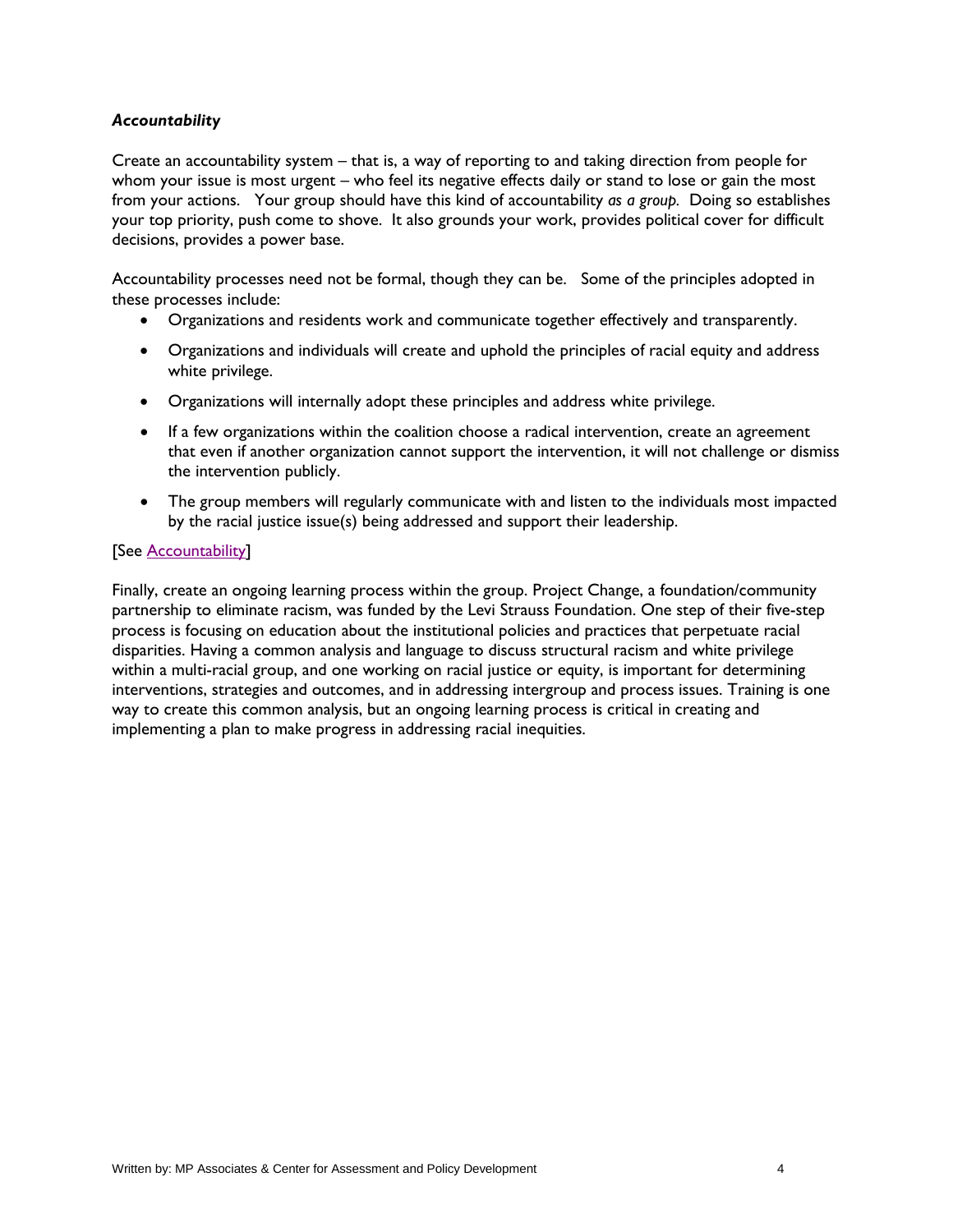### *Accountability*

Create an accountability system – that is, a way of reporting to and taking direction from people for whom your issue is most urgent – who feel its negative effects daily or stand to lose or gain the most from your actions. Your group should have this kind of accountability *as a group*. Doing so establishes your top priority, push come to shove. It also grounds your work, provides political cover for difficult decisions, provides a power base.

Accountability processes need not be formal, though they can be. Some of the principles adopted in these processes include:

- Organizations and residents work and communicate together effectively and transparently.
- Organizations and individuals will create and uphold the principles of racial equity and address white privilege.
- Organizations will internally adopt these principles and address white privilege.
- If a few organizations within the coalition choose a radical intervention, create an agreement that even if another organization cannot support the intervention, it will not challenge or dismiss the intervention publicly.
- The group members will regularly communicate with and listen to the individuals most impacted by the racial justice issue(s) being addressed and support their leadership.

[See Accountability]

Finally, create an ongoing learning process within the group. Project Change, a foundation/community partnership to eliminate racism, was funded by the Levi Strauss Foundation. One step of their five-step process is focusing on education about the institutional policies and practices that perpetuate racial disparities. Having a common analysis and language to discuss structural racism and white privilege within a multi-racial group, and one working on racial justice or equity, is important for determining interventions, strategies and outcomes, and in addressing intergroup and process issues. Training is one way to create this common analysis, but an ongoing learning process is critical in creating and implementing a plan to make progress in addressing racial inequities.